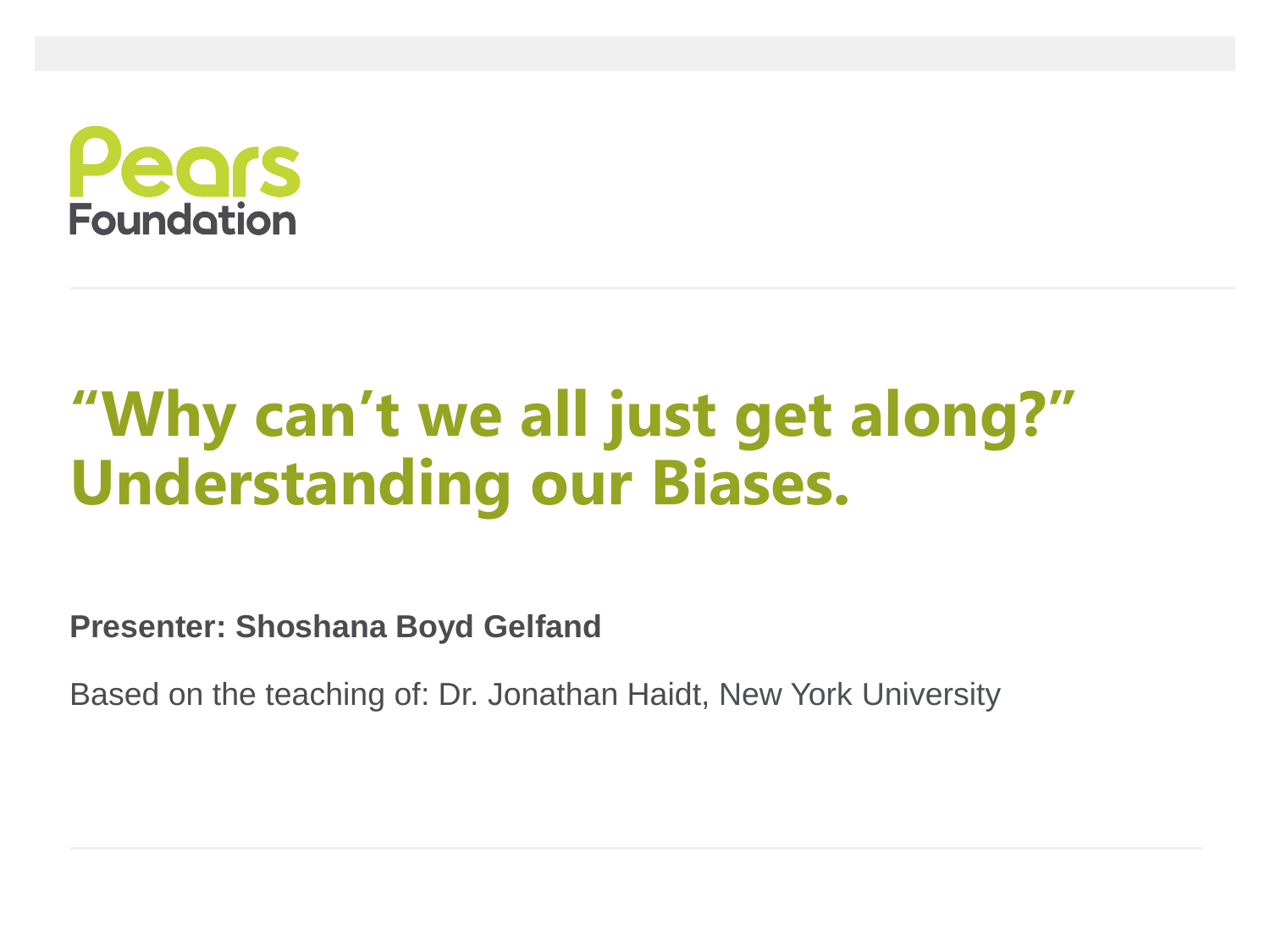Pears Foundation

# "Why can't we all just get along?" Understanding our Biases.

**Presenter: Shoshana Boyd Gelfand**

Based on the teaching of: Dr. Jonathan Haidt, New York University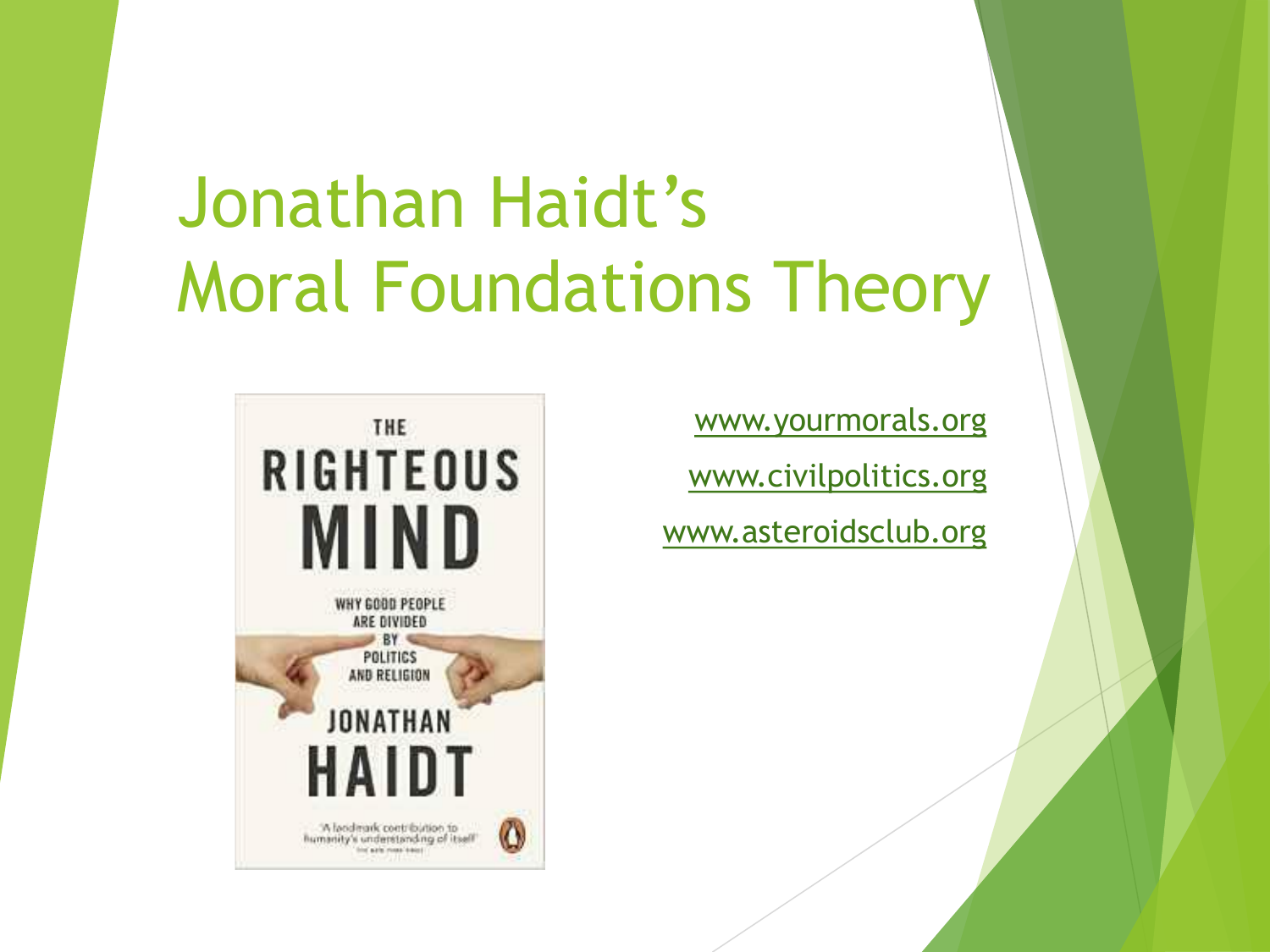# Jonathan Haidt's Moral Foundations Theory

www.yourmorals.org

www.civilpolitics.org

www.asteroidsclub.org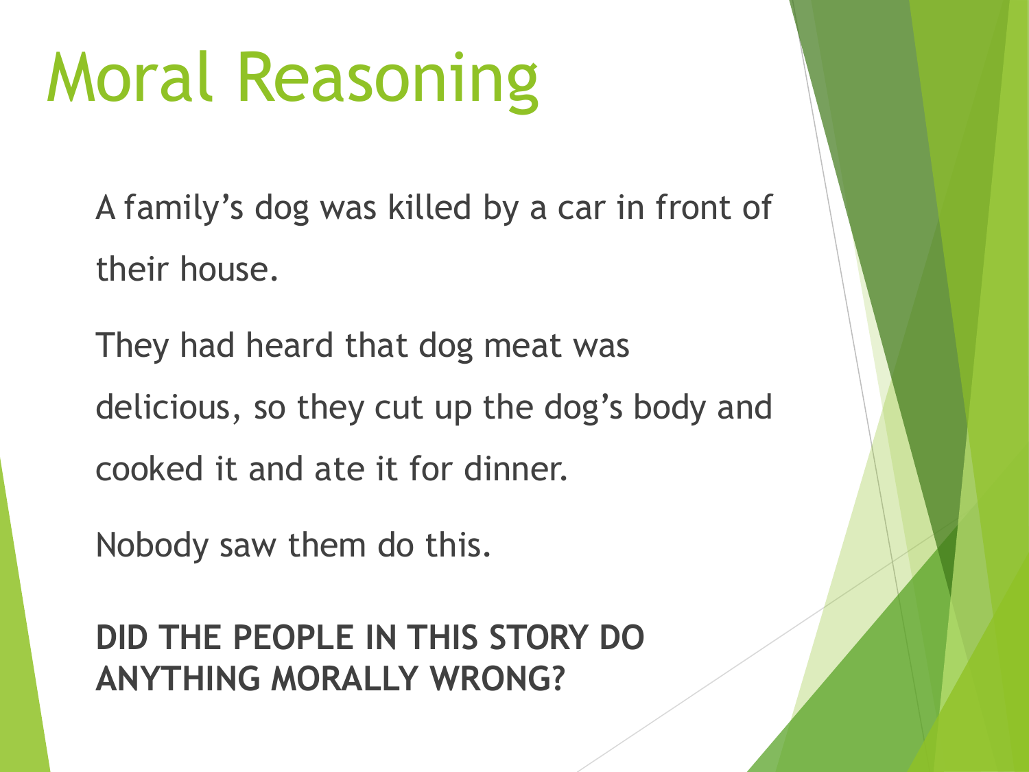# Moral Reasoning

A family's dog was killed by a car in front of their house.

They had heard that dog meat was delicious, so they cut up the dog's body and cooked it and ate it for dinner.

Nobody saw them do this.

**DID THE PEOPLE IN THIS STORY DO ANYTHING MORALLY WRONG?**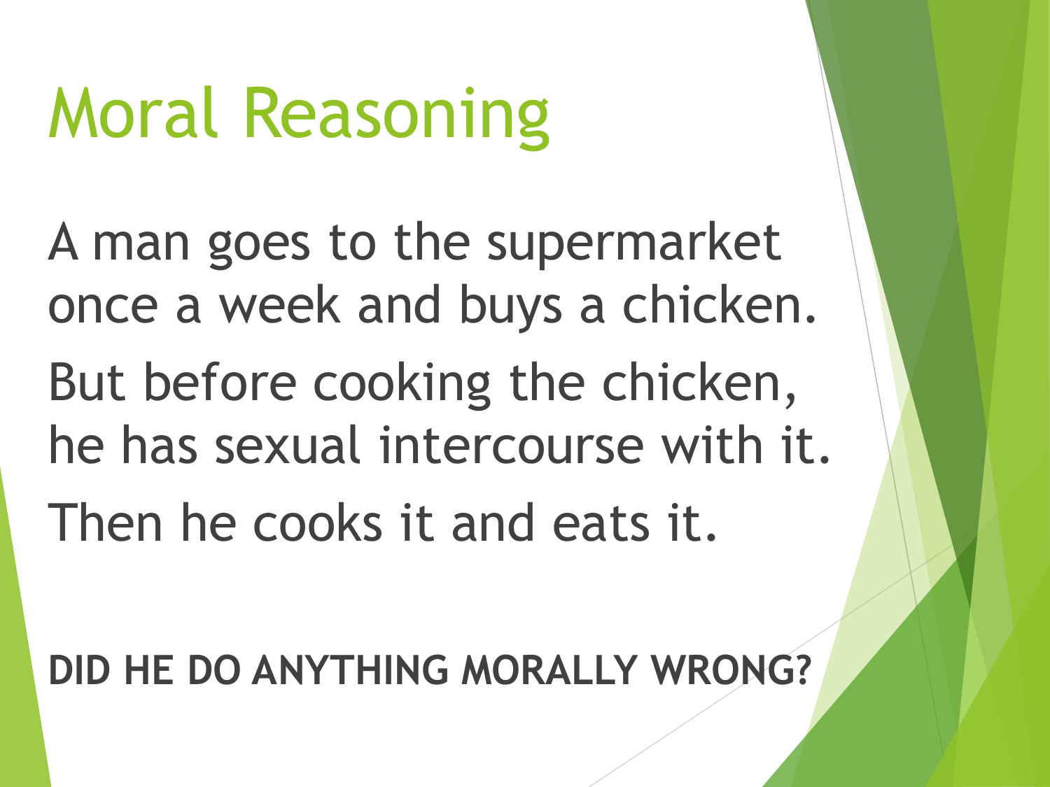# Moral Reasoning

A man goes to the supermarket once a week and buys a chicken.

But before cooking the chicken, he has sexual intercourse with it.

Then he cooks it and eats it.

**DID HE DO ANYTHING MORALLY WRONG?**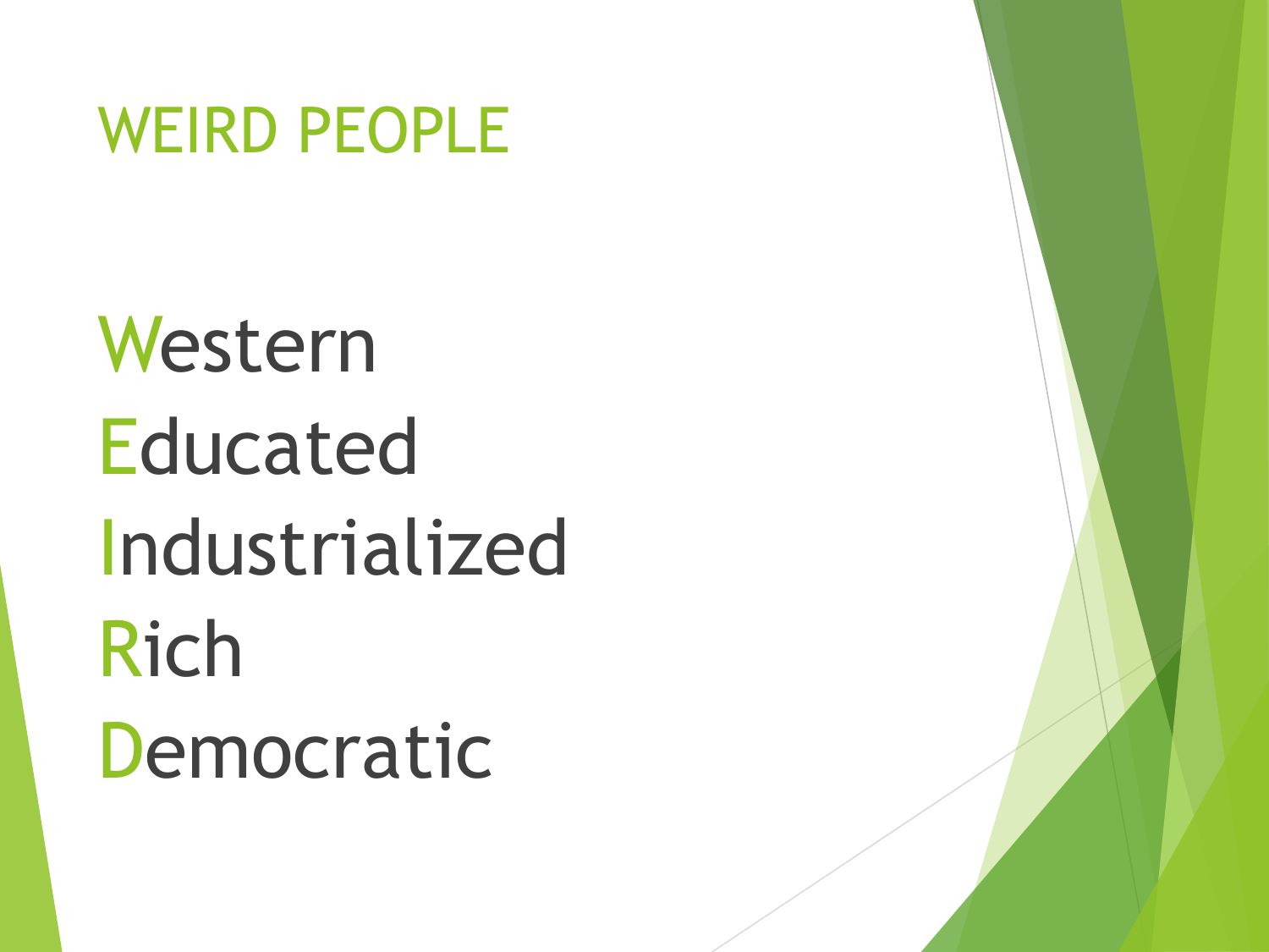# WEIRD PEOPLE

Western
Educated
Industrialized
Rich
Democratic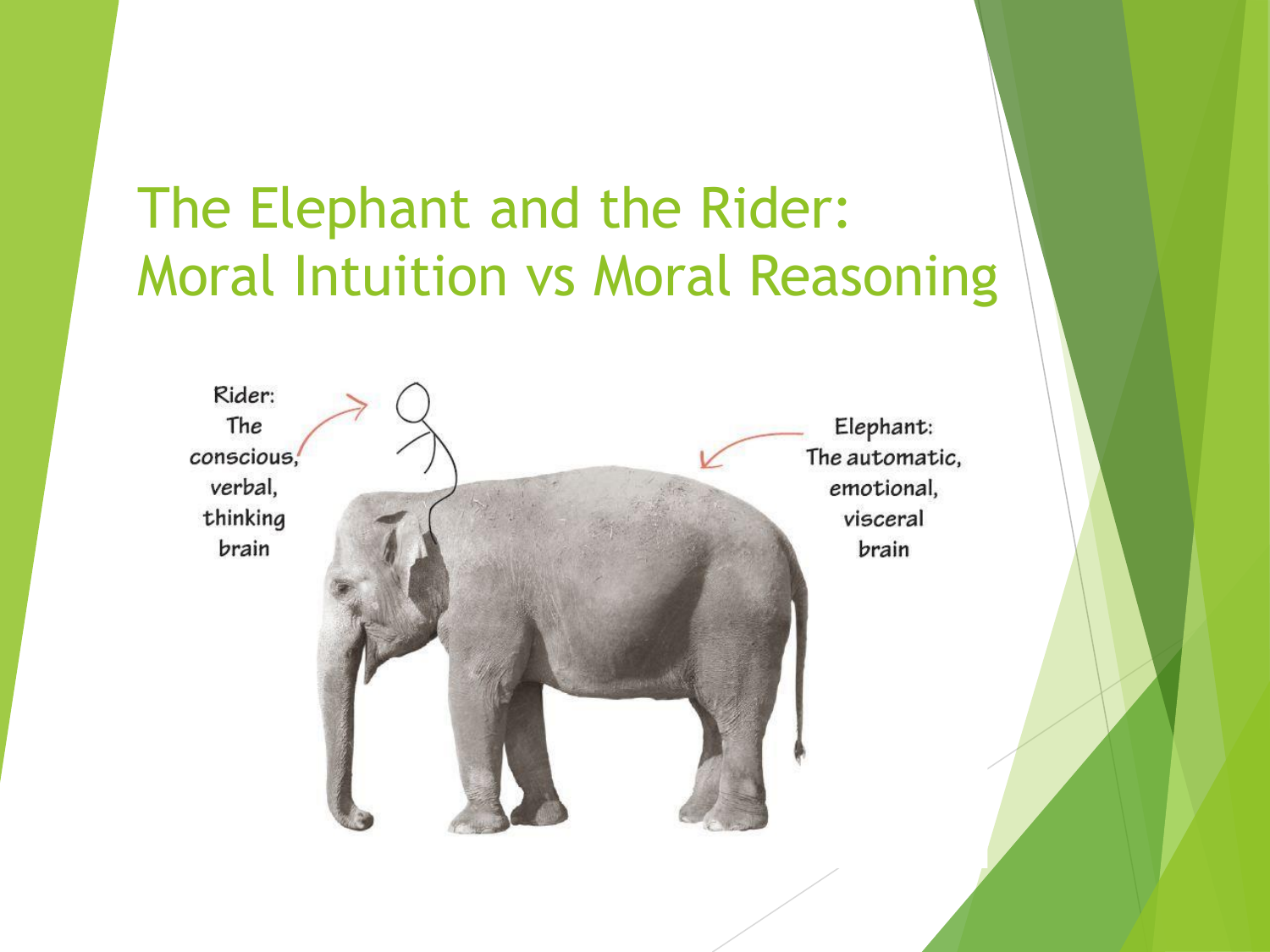# The Elephant and the Rider: Moral Intuition vs Moral Reasoning

Rider: The conscious, verbal, thinking brain

Elephant: The automatic, emotional, visceral brain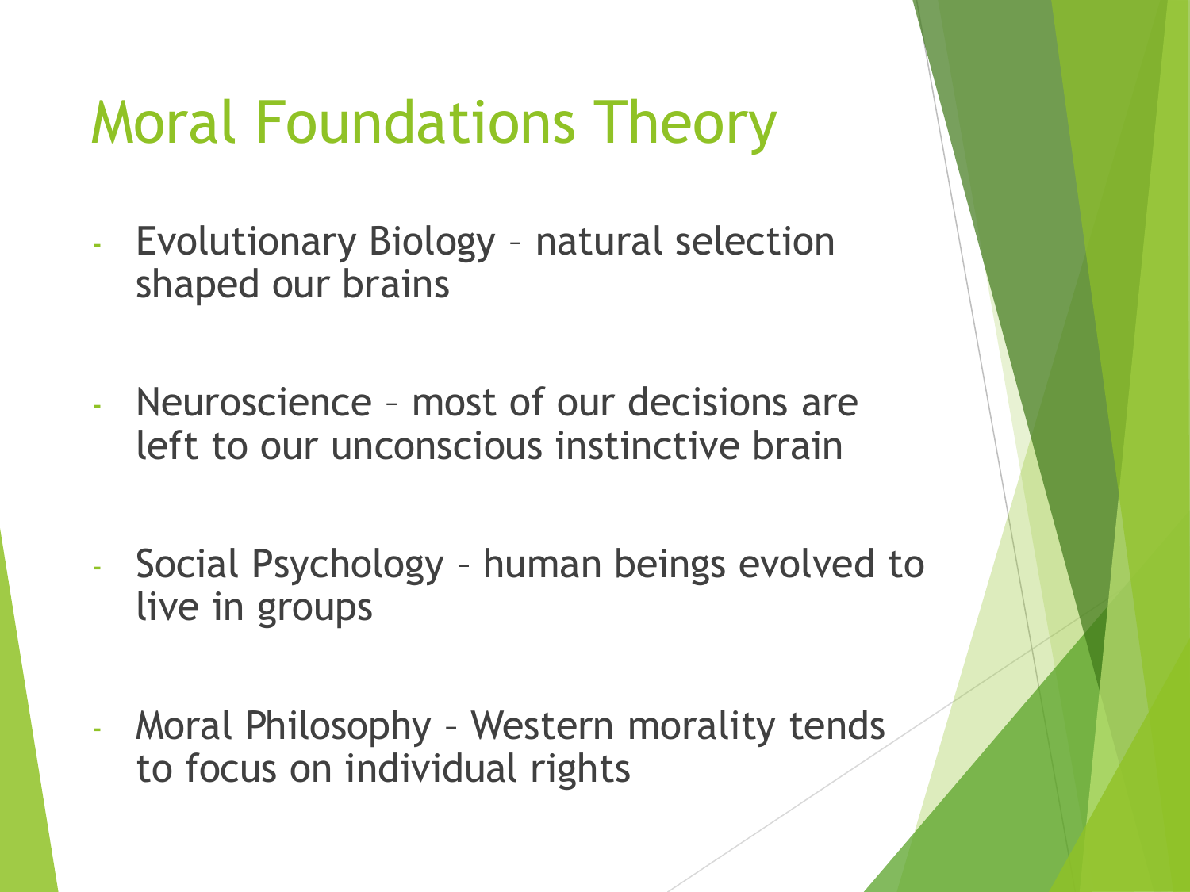# Moral Foundations Theory

- Evolutionary Biology – natural selection shaped our brains

- Neuroscience – most of our decisions are left to our unconscious instinctive brain

- Social Psychology – human beings evolved to live in groups

- Moral Philosophy – Western morality tends to focus on individual rights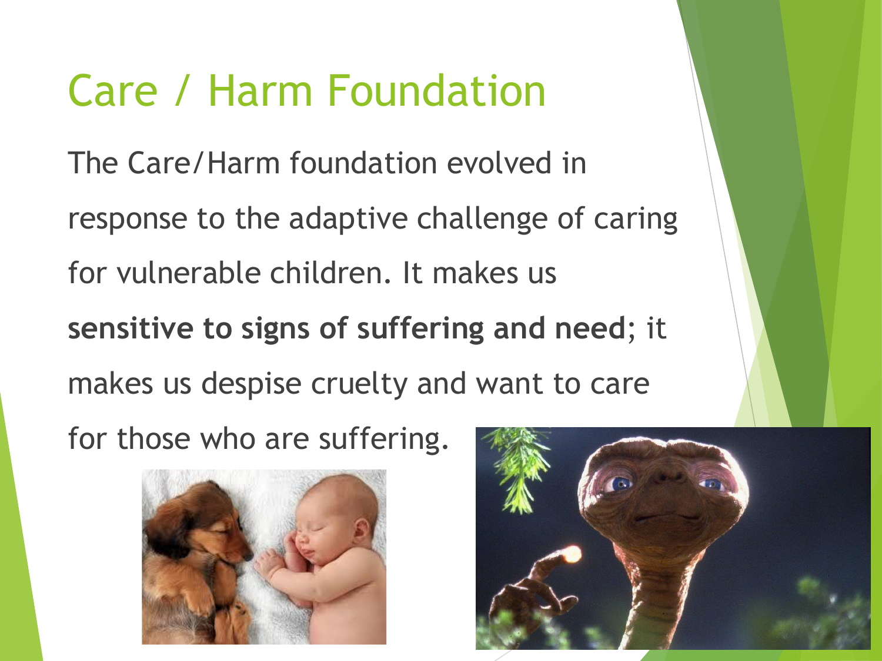# Care / Harm Foundation

The Care/Harm foundation evolved in response to the adaptive challenge of caring for vulnerable children. It makes us **sensitive to signs of suffering and need**; it makes us despise cruelty and want to care for those who are suffering.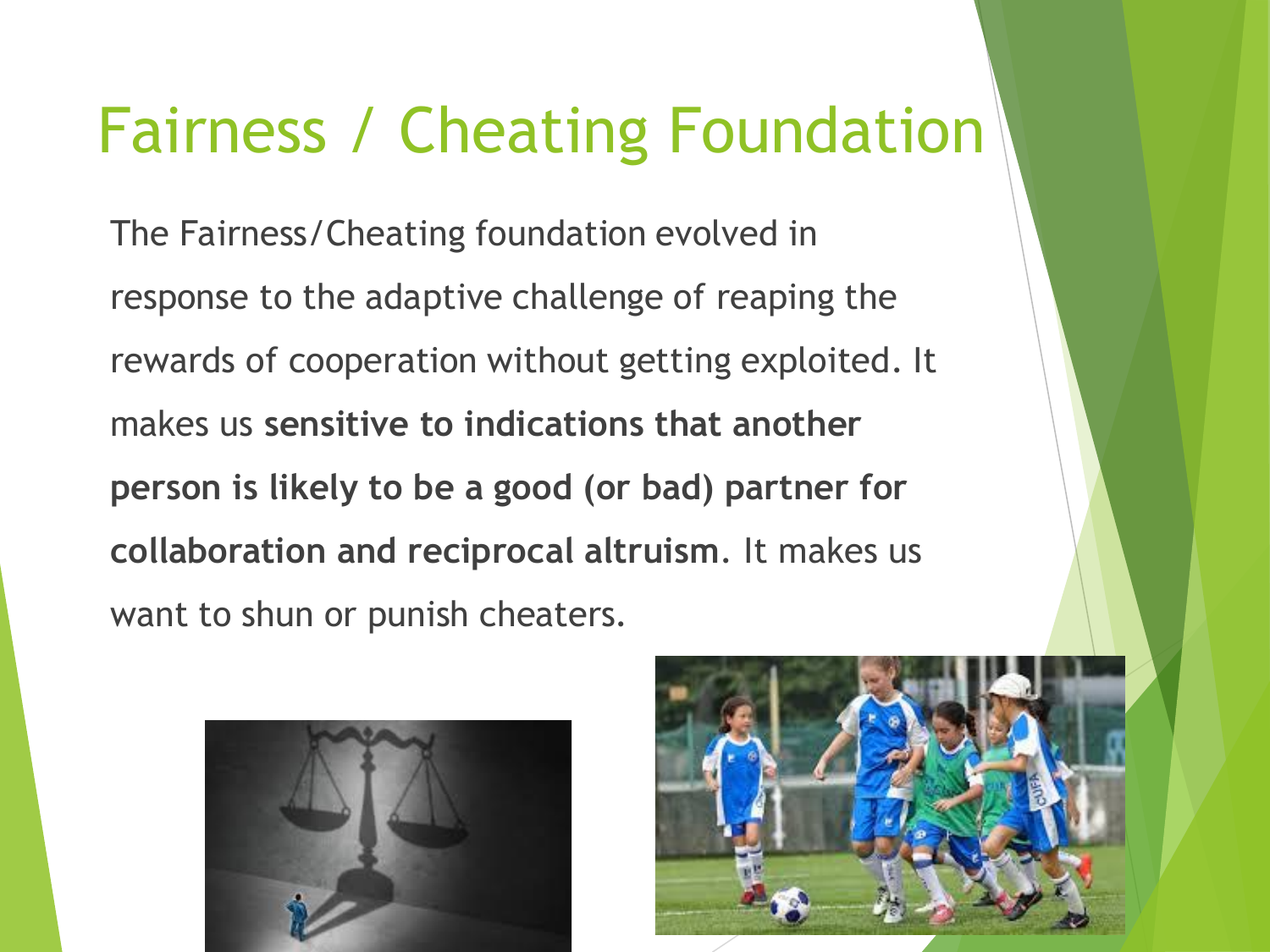# Fairness / Cheating Foundation

The Fairness/Cheating foundation evolved in response to the adaptive challenge of reaping the rewards of cooperation without getting exploited. It makes us **sensitive to indications that another person is likely to be a good (or bad) partner for collaboration and reciprocal altruism**. It makes us want to shun or punish cheaters.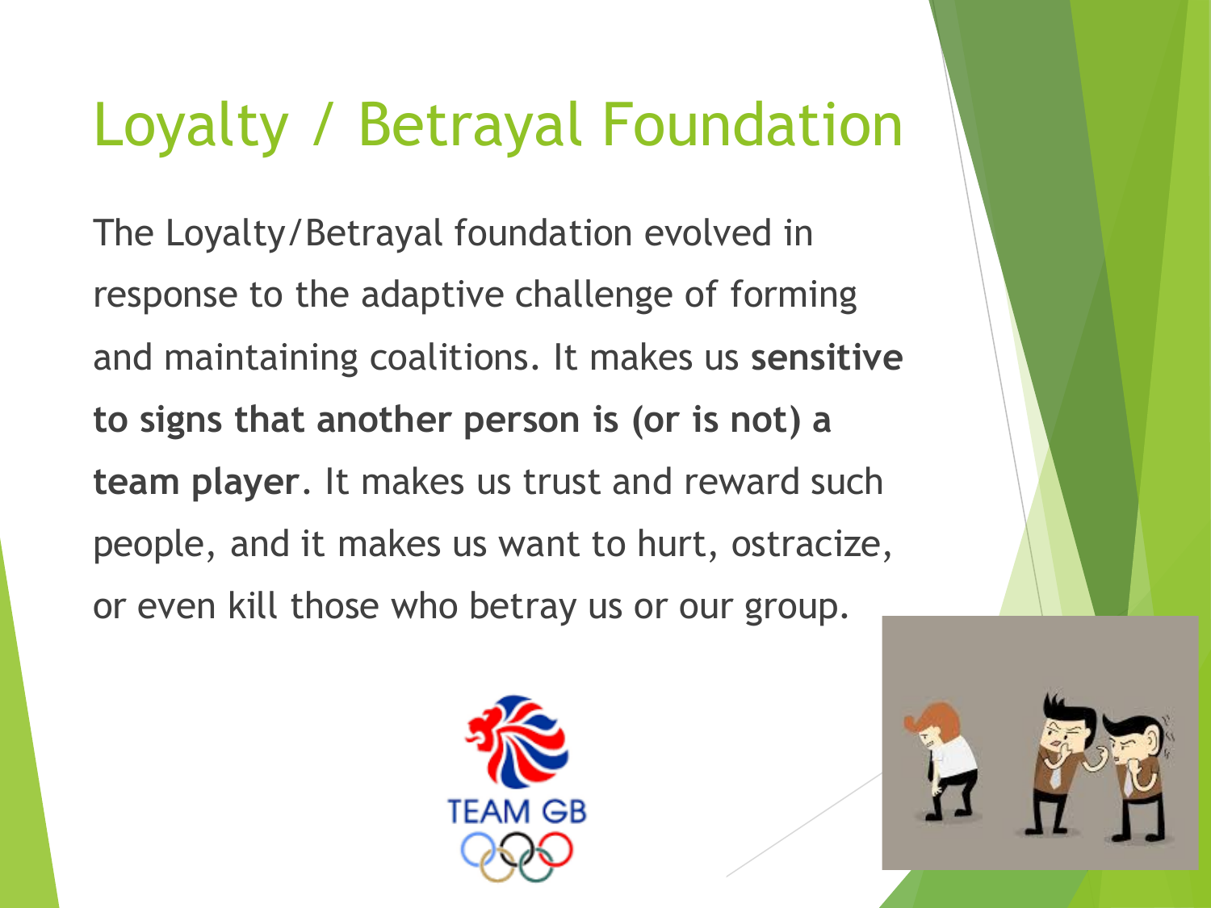# Loyalty / Betrayal Foundation

The Loyalty/Betrayal foundation evolved in response to the adaptive challenge of forming and maintaining coalitions. It makes us **sensitive to signs that another person is (or is not) a team player**. It makes us trust and reward such people, and it makes us want to hurt, ostracize, or even kill those who betray us or our group.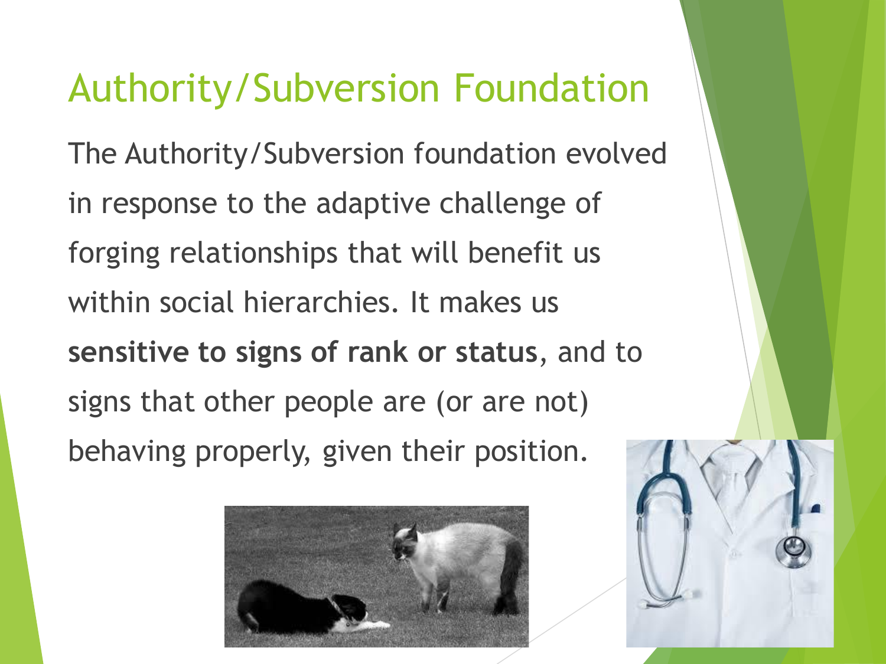# Authority/Subversion Foundation

The Authority/Subversion foundation evolved in response to the adaptive challenge of forging relationships that will benefit us within social hierarchies. It makes us **sensitive to signs of rank or status**, and to signs that other people are (or are not) behaving properly, given their position.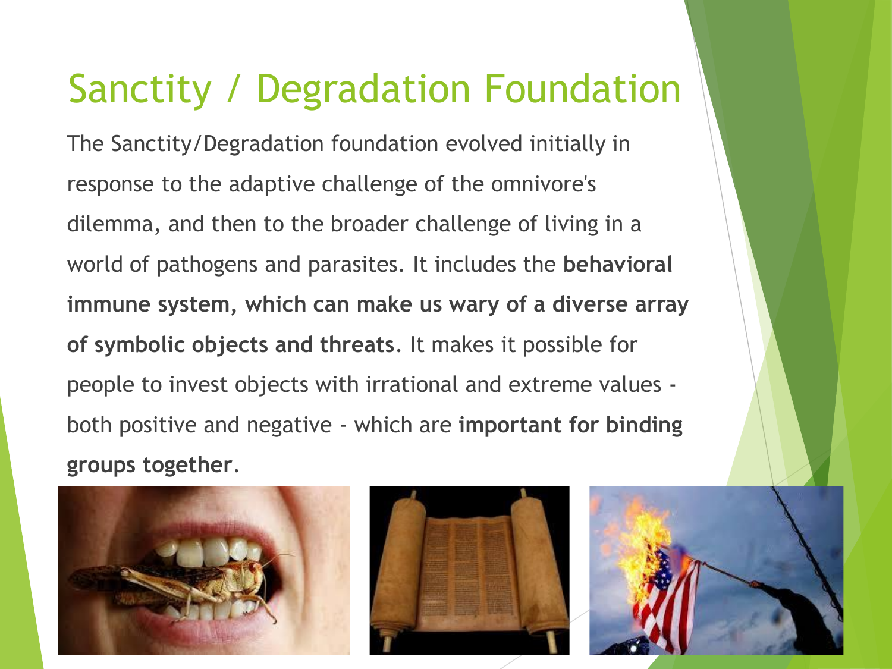# Sanctity / Degradation Foundation

The Sanctity/Degradation foundation evolved initially in response to the adaptive challenge of the omnivore's dilemma, and then to the broader challenge of living in a world of pathogens and parasites. It includes the **behavioral immune system, which can make us wary of a diverse array of symbolic objects and threats**. It makes it possible for people to invest objects with irrational and extreme values - both positive and negative - which are **important for binding groups together**.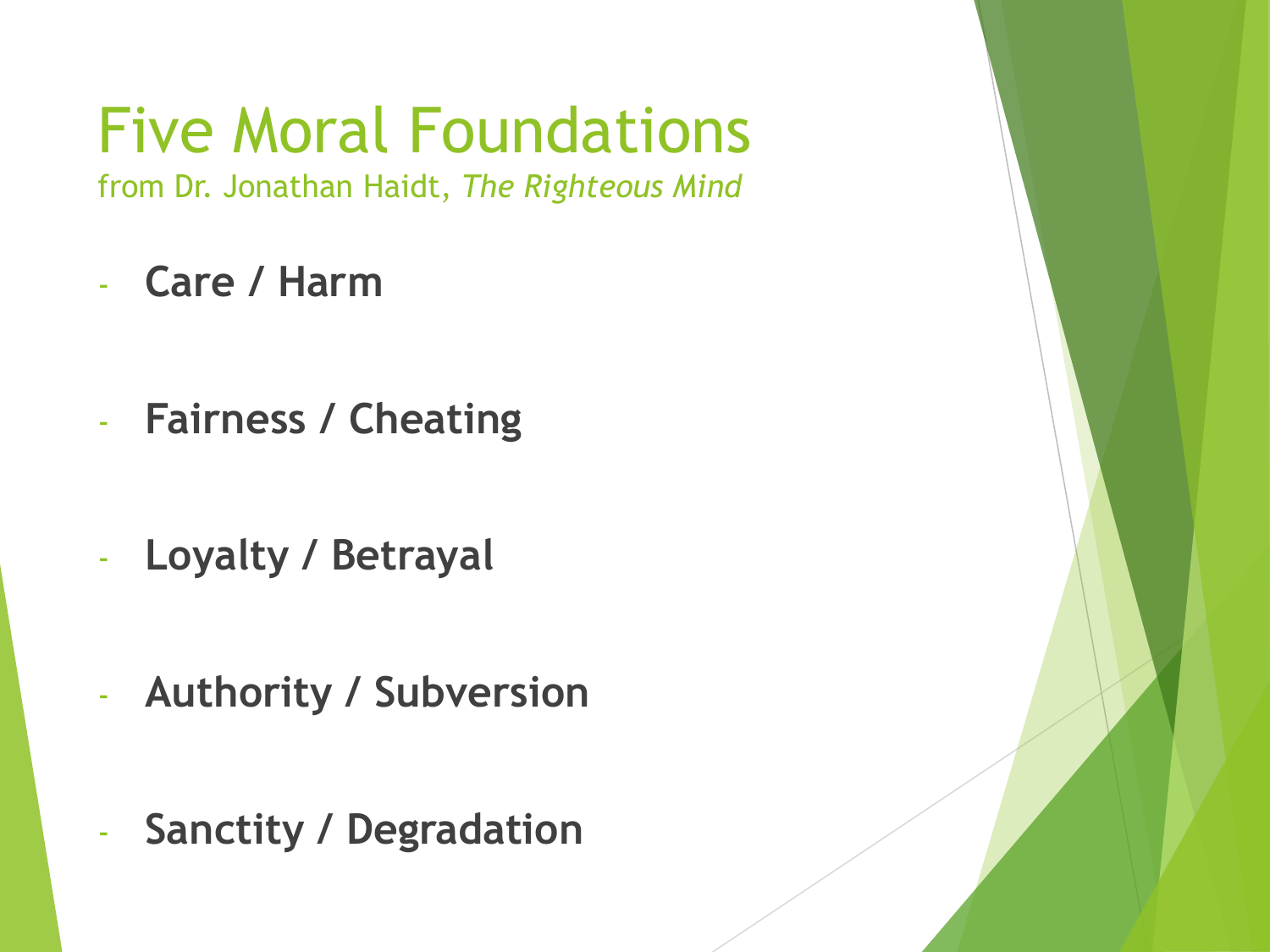# Five Moral Foundations

from Dr. Jonathan Haidt, *The Righteous Mind*

- **Care / Harm**
- **Fairness / Cheating**
- **Loyalty / Betrayal**
- **Authority / Subversion**
- **Sanctity / Degradation**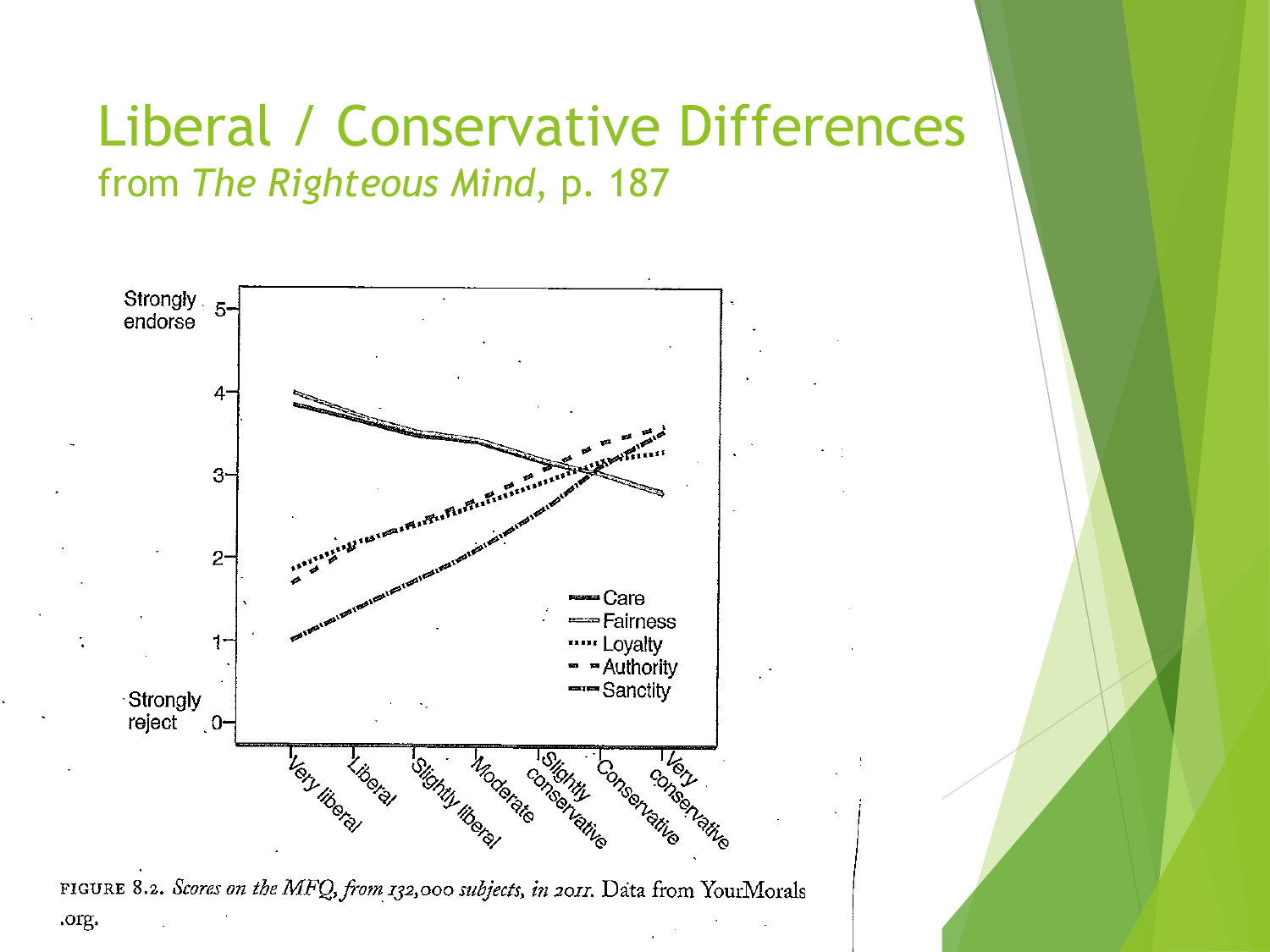# Liberal / Conservative Differences

## from *The Righteous Mind*, p. 187

Strongly endorse 5

4

3

2

1

Strongly reject 0

Care

Fairness

Loyalty

Authority

Sanctity

Very liberal · Liberal · Slightly liberal · Moderate · Slightly conservative · Conservative · Very conservative

FIGURE 8.2. *Scores on the MFQ, from 132,000 subjects, in 2011.* Data from YourMorals .org.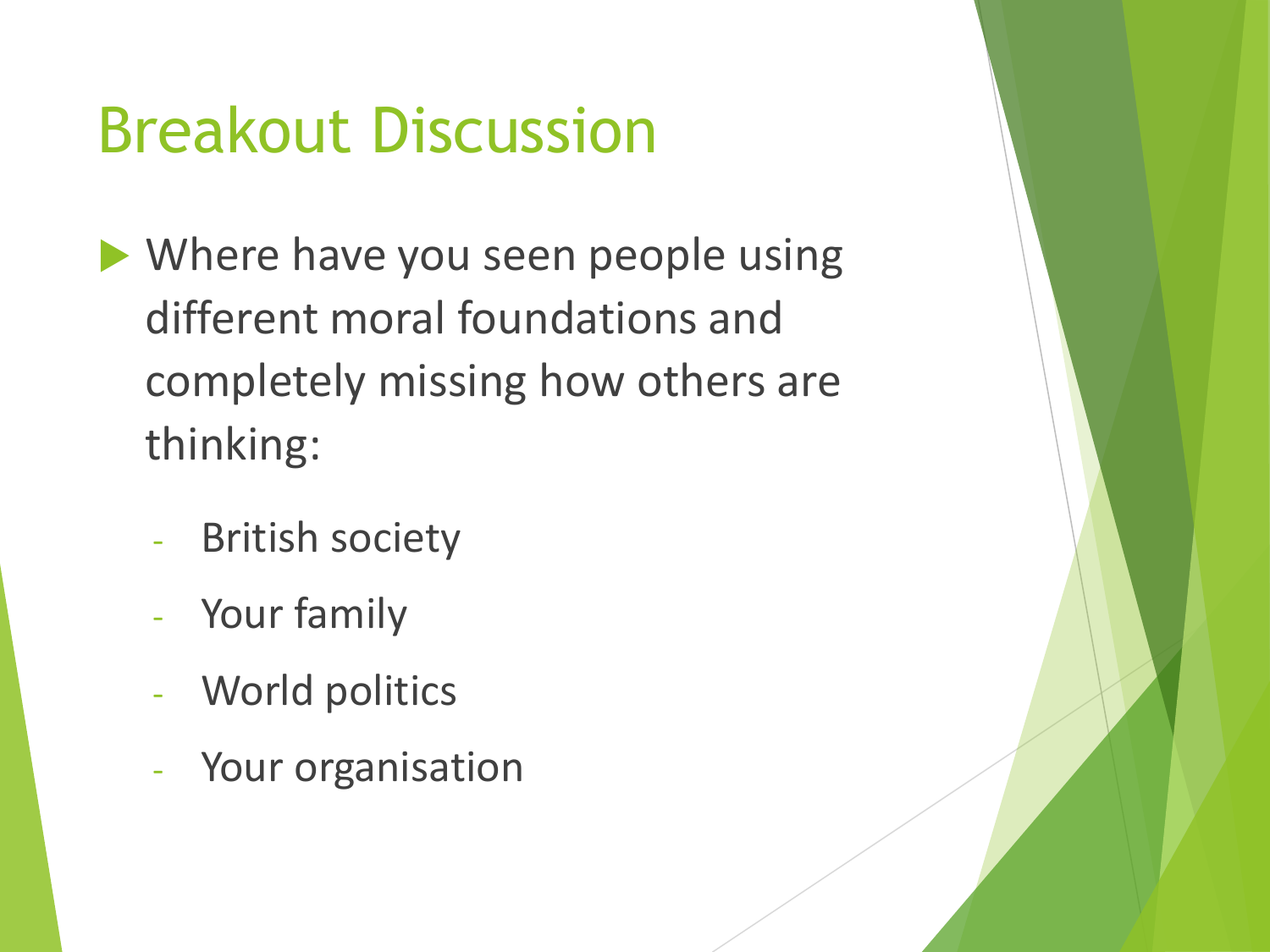# Breakout Discussion

- Where have you seen people using different moral foundations and completely missing how others are thinking:
  - British society
  - Your family
  - World politics
  - Your organisation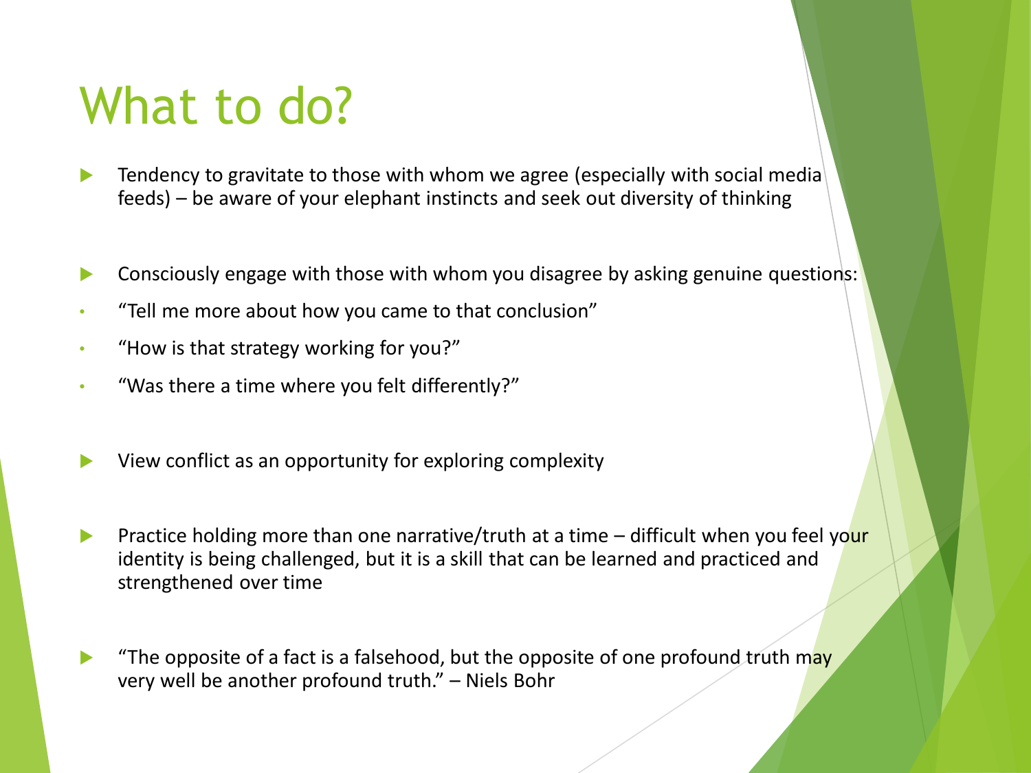# What to do?

- Tendency to gravitate to those with whom we agree (especially with social media feeds) – be aware of your elephant instincts and seek out diversity of thinking

- Consciously engage with those with whom you disagree by asking genuine questions:
  - "Tell me more about how you came to that conclusion"
  - "How is that strategy working for you?"
  - "Was there a time where you felt differently?"

- View conflict as an opportunity for exploring complexity

- Practice holding more than one narrative/truth at a time – difficult when you feel your identity is being challenged, but it is a skill that can be learned and practiced and strengthened over time

- "The opposite of a fact is a falsehood, but the opposite of one profound truth may very well be another profound truth." – Niels Bohr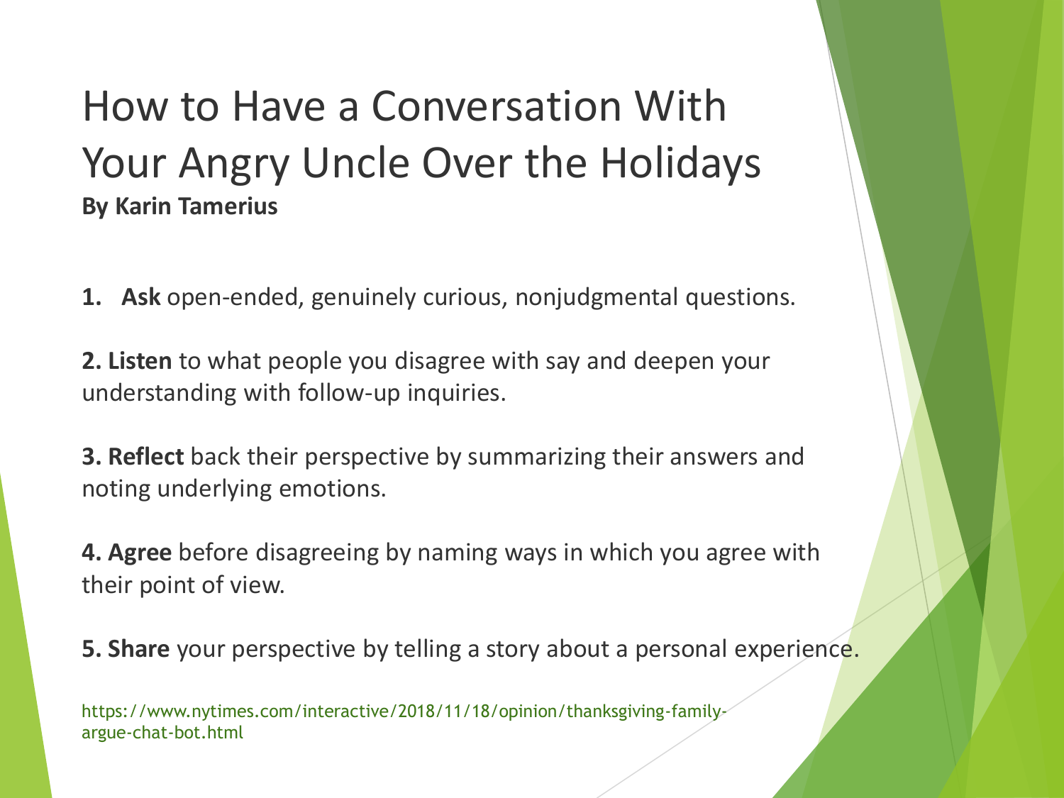# How to Have a Conversation With Your Angry Uncle Over the Holidays

**By Karin Tamerius**

1. **Ask** open-ended, genuinely curious, nonjudgmental questions.

2. **Listen** to what people you disagree with say and deepen your understanding with follow-up inquiries.

3. **Reflect** back their perspective by summarizing their answers and noting underlying emotions.

4. **Agree** before disagreeing by naming ways in which you agree with their point of view.

5. **Share** your perspective by telling a story about a personal experience.

https://www.nytimes.com/interactive/2018/11/18/opinion/thanksgiving-family-argue-chat-bot.html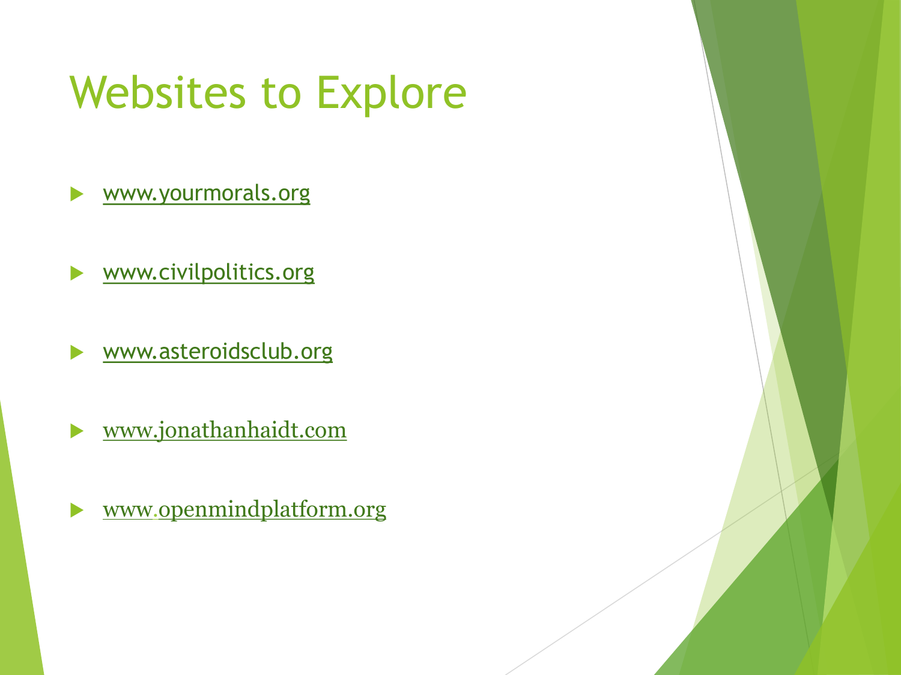# Websites to Explore

- www.yourmorals.org
- www.civilpolitics.org
- www.asteroidsclub.org
- www.jonathanhaidt.com
- www.openmindplatform.org